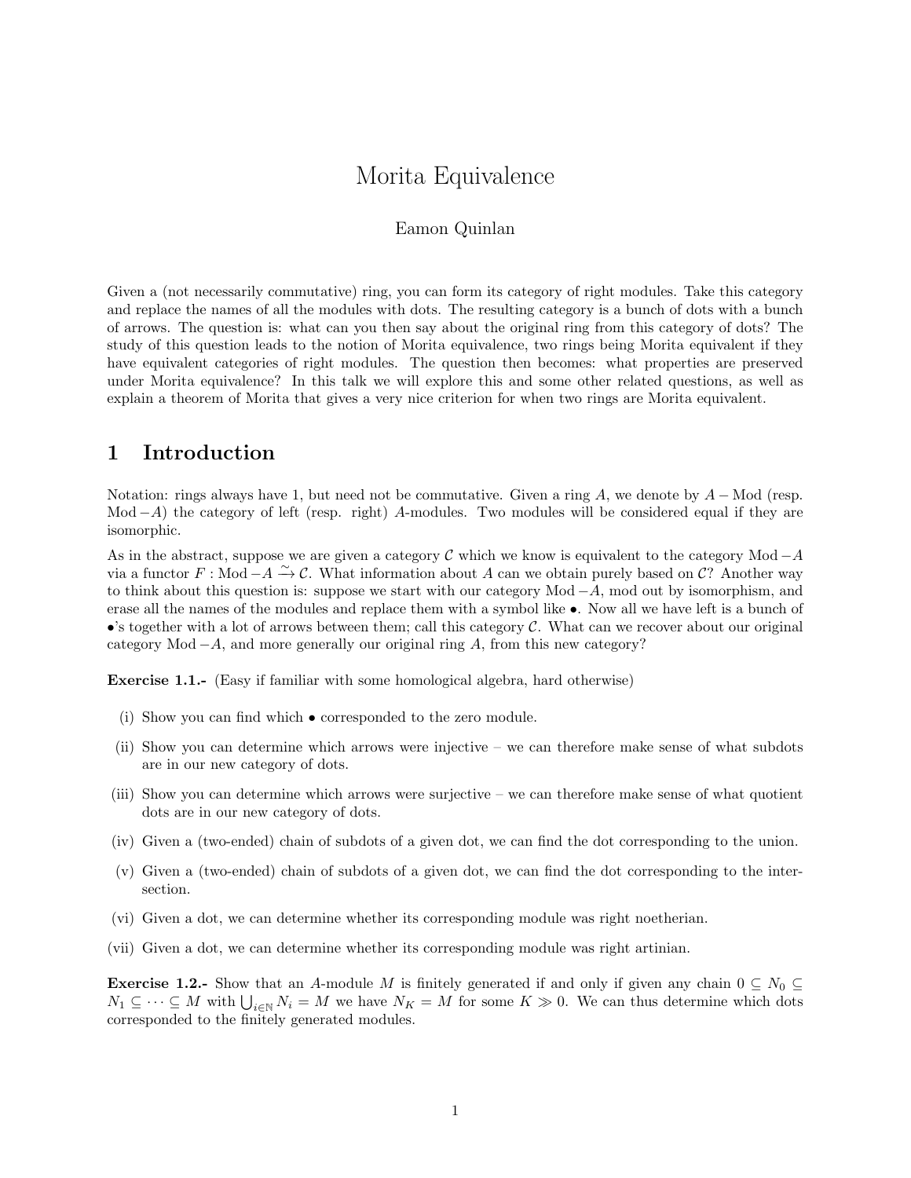# Morita Equivalence

Eamon Quinlan

Given a (not necessarily commutative) ring, you can form its category of right modules. Take this category and replace the names of all the modules with dots. The resulting category is a bunch of dots with a bunch of arrows. The question is: what can you then say about the original ring from this category of dots? The study of this question leads to the notion of Morita equivalence, two rings being Morita equivalent if they have equivalent categories of right modules. The question then becomes: what properties are preserved under Morita equivalence? In this talk we will explore this and some other related questions, as well as explain a theorem of Morita that gives a very nice criterion for when two rings are Morita equivalent.

## 1 Introduction

Notation: rings always have 1, but need not be commutative. Given a ring $A$, we denote by $A-\mathrm{Mod}$ (resp. $\mathrm{Mod}-A$) the category of left (resp. right) $A$-modules. Two modules will be considered equal if they are isomorphic.

As in the abstract, suppose we are given a category $\mathcal{C}$ which we know is equivalent to the category $\mathrm{Mod}-A$ via a functor $F : \mathrm{Mod}-A \xrightarrow{\sim} \mathcal{C}$. What information about $A$ can we obtain purely based on $\mathcal{C}$? Another way to think about this question is: suppose we start with our category $\mathrm{Mod}-A$, mod out by isomorphism, and erase all the names of the modules and replace them with a symbol like $\bullet$. Now all we have left is a bunch of $\bullet$'s together with a lot of arrows between them; call this category $\mathcal{C}$. What can we recover about our original category $\mathrm{Mod}-A$, and more generally our original ring $A$, from this new category?

**Exercise 1.1.-** (Easy if familiar with some homological algebra, hard otherwise)

(i) Show you can find which $\bullet$ corresponded to the zero module.

(ii) Show you can determine which arrows were injective – we can therefore make sense of what subdots are in our new category of dots.

(iii) Show you can determine which arrows were surjective – we can therefore make sense of what quotient dots are in our new category of dots.

(iv) Given a (two-ended) chain of subdots of a given dot, we can find the dot corresponding to the union.

(v) Given a (two-ended) chain of subdots of a given dot, we can find the dot corresponding to the intersection.

(vi) Given a dot, we can determine whether its corresponding module was right noetherian.

(vii) Given a dot, we can determine whether its corresponding module was right artinian.

**Exercise 1.2.-** Show that an $A$-module $M$ is finitely generated if and only if given any chain $0 \subseteq N_0 \subseteq N_1 \subseteq \cdots \subseteq M$ with $\bigcup_{i \in \mathbb{N}} N_i = M$ we have $N_K = M$ for some $K \gg 0$. We can thus determine which dots corresponded to the finitely generated modules.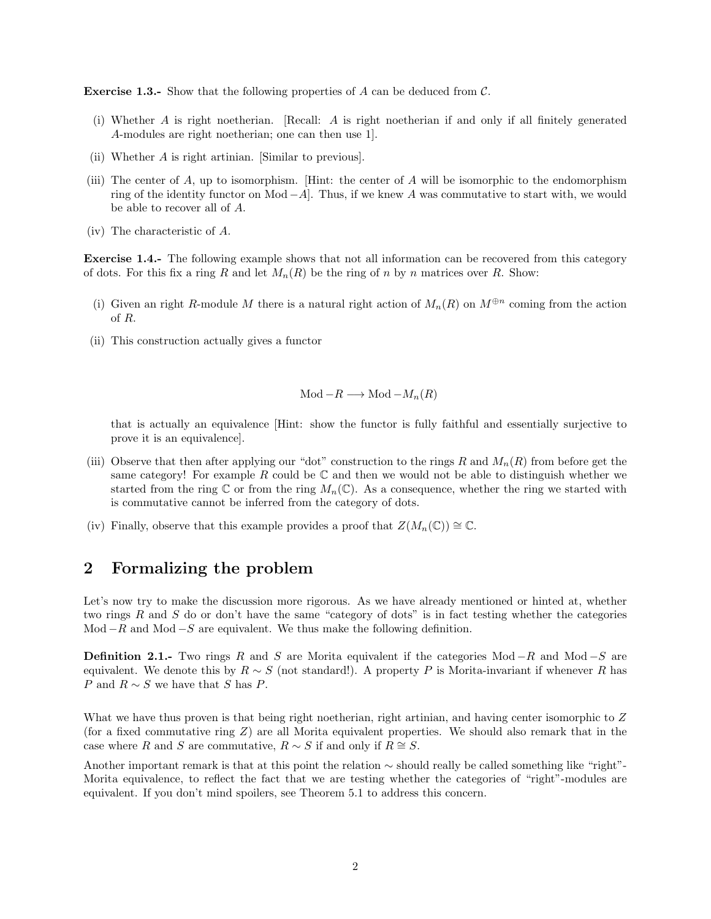**Exercise 1.3.-** Show that the following properties of $A$ can be deduced from $\mathcal{C}$.

(i) Whether $A$ is right noetherian. [Recall: $A$ is right noetherian if and only if all finitely generated $A$-modules are right noetherian; one can then use 1].

(ii) Whether $A$ is right artinian. [Similar to previous].

(iii) The center of $A$, up to isomorphism. [Hint: the center of $A$ will be isomorphic to the endomorphism ring of the identity functor on $\text{Mod}-A$]. Thus, if we knew $A$ was commutative to start with, we would be able to recover all of $A$.

(iv) The characteristic of $A$.

**Exercise 1.4.-** The following example shows that not all information can be recovered from this category of dots. For this fix a ring $R$ and let $M_n(R)$ be the ring of $n$ by $n$ matrices over $R$. Show:

(i) Given an right $R$-module $M$ there is a natural right action of $M_n(R)$ on $M^{\oplus n}$ coming from the action of $R$.

(ii) This construction actually gives a functor

$$\text{Mod}-R \longrightarrow \text{Mod}-M_n(R)$$

that is actually an equivalence [Hint: show the functor is fully faithful and essentially surjective to prove it is an equivalence].

(iii) Observe that then after applying our "dot" construction to the rings $R$ and $M_n(R)$ from before get the same category! For example $R$ could be $\mathbb{C}$ and then we would not be able to distinguish whether we started from the ring $\mathbb{C}$ or from the ring $M_n(\mathbb{C})$. As a consequence, whether the ring we started with is commutative cannot be inferred from the category of dots.

(iv) Finally, observe that this example provides a proof that $Z(M_n(\mathbb{C})) \cong \mathbb{C}$.

## 2 Formalizing the problem

Let's now try to make the discussion more rigorous. As we have already mentioned or hinted at, whether two rings $R$ and $S$ do or don't have the same "category of dots" is in fact testing whether the categories $\text{Mod}-R$ and $\text{Mod}-S$ are equivalent. We thus make the following definition.

**Definition 2.1.-** Two rings $R$ and $S$ are Morita equivalent if the categories $\text{Mod}-R$ and $\text{Mod}-S$ are equivalent. We denote this by $R \sim S$ (not standard!). A property $P$ is Morita-invariant if whenever $R$ has $P$ and $R \sim S$ we have that $S$ has $P$.

What we have thus proven is that being right noetherian, right artinian, and having center isomorphic to $Z$ (for a fixed commutative ring $Z$) are all Morita equivalent properties. We should also remark that in the case where $R$ and $S$ are commutative, $R \sim S$ if and only if $R \cong S$.

Another important remark is that at this point the relation $\sim$ should really be called something like "right"-Morita equivalence, to reflect the fact that we are testing whether the categories of "right"-modules are equivalent. If you don't mind spoilers, see Theorem 5.1 to address this concern.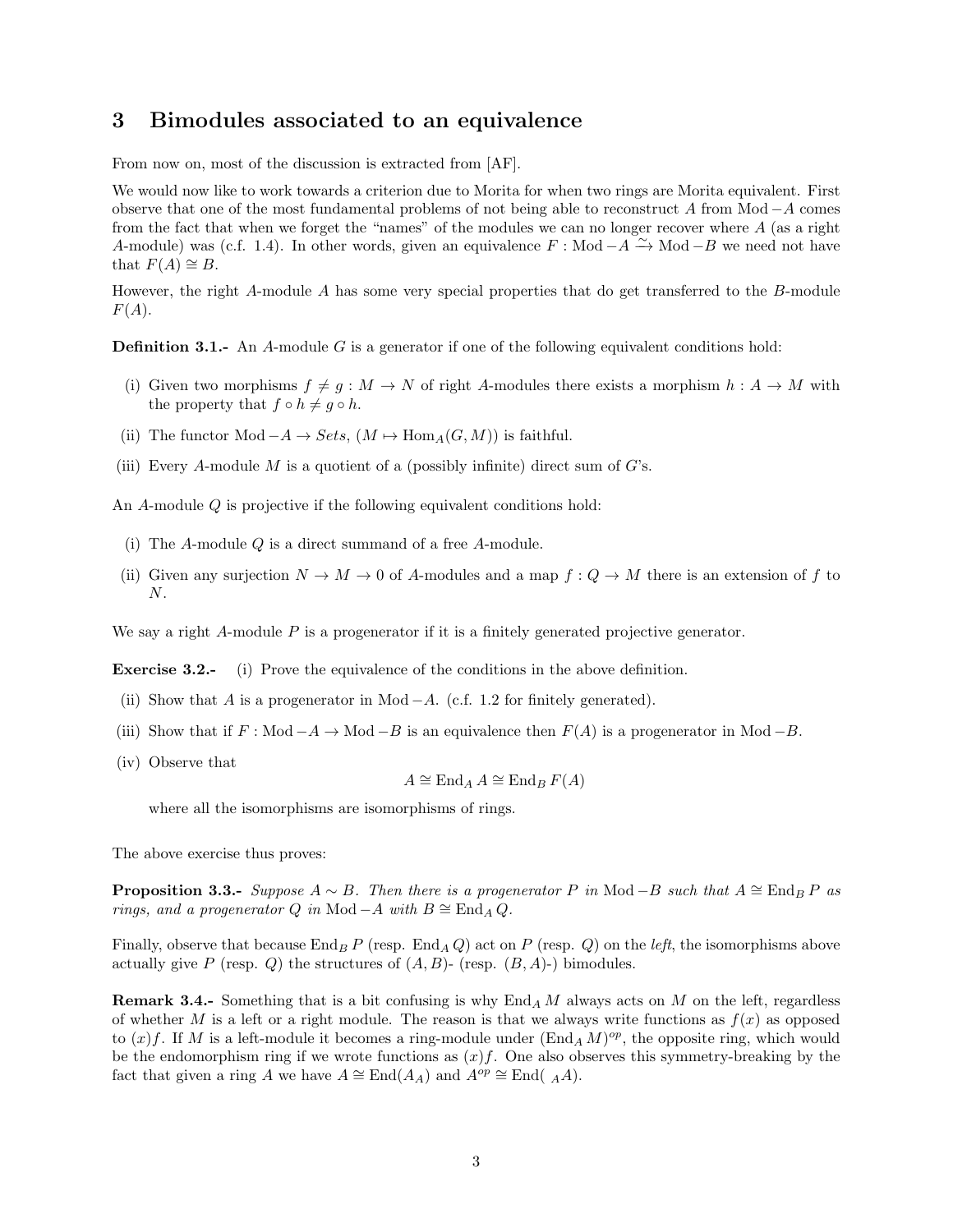## 3 Bimodules associated to an equivalence

From now on, most of the discussion is extracted from [AF].

We would now like to work towards a criterion due to Morita for when two rings are Morita equivalent. First observe that one of the most fundamental problems of not being able to reconstruct $A$ from $\text{Mod}-A$ comes from the fact that when we forget the "names" of the modules we can no longer recover where $A$ (as a right $A$-module) was (c.f. 1.4). In other words, given an equivalence $F : \text{Mod}-A \xrightarrow{\sim} \text{Mod}-B$ we need not have that $F(A) \cong B$.

However, the right $A$-module $A$ has some very special properties that do get transferred to the $B$-module $F(A)$.

**Definition 3.1.-** An $A$-module $G$ is a generator if one of the following equivalent conditions hold:

- (i) Given two morphisms $f \neq g : M \to N$ of right $A$-modules there exists a morphism $h : A \to M$ with the property that $f \circ h \neq g \circ h$.
- (ii) The functor $\text{Mod}-A \to \mathit{Sets}$, $(M \mapsto \text{Hom}_A(G, M))$ is faithful.
- (iii) Every $A$-module $M$ is a quotient of a (possibly infinite) direct sum of $G$'s.

An $A$-module $Q$ is projective if the following equivalent conditions hold:

- (i) The $A$-module $Q$ is a direct summand of a free $A$-module.
- (ii) Given any surjection $N \to M \to 0$ of $A$-modules and a map $f : Q \to M$ there is an extension of $f$ to $N$.

We say a right $A$-module $P$ is a progenerator if it is a finitely generated projective generator.

**Exercise 3.2.-**

- (i) Prove the equivalence of the conditions in the above definition.
- (ii) Show that $A$ is a progenerator in $\text{Mod}-A$. (c.f. 1.2 for finitely generated).
- (iii) Show that if $F : \text{Mod}-A \to \text{Mod}-B$ is an equivalence then $F(A)$ is a progenerator in $\text{Mod}-B$.
- (iv) Observe that
$$A \cong \text{End}_A A \cong \text{End}_B F(A)$$
where all the isomorphisms are isomorphisms of rings.

The above exercise thus proves:

**Proposition 3.3.-** *Suppose $A \sim B$. Then there is a progenerator $P$ in $\text{Mod}-B$ such that $A \cong \text{End}_B P$ as rings, and a progenerator $Q$ in $\text{Mod}-A$ with $B \cong \text{End}_A Q$.*

Finally, observe that because $\text{End}_B P$ (resp. $\text{End}_A Q$) act on $P$ (resp. $Q$) on the *left*, the isomorphisms above actually give $P$ (resp. $Q$) the structures of $(A, B)$- (resp. $(B, A)$-) bimodules.

**Remark 3.4.-** Something that is a bit confusing is why $\text{End}_A M$ always acts on $M$ on the left, regardless of whether $M$ is a left or a right module. The reason is that we always write functions as $f(x)$ as opposed to $(x)f$. If $M$ is a left-module it becomes a ring-module under $(\text{End}_A M)^{op}$, the opposite ring, which would be the endomorphism ring if we wrote functions as $(x)f$. One also observes this symmetry-breaking by the fact that given a ring $A$ we have $A \cong \text{End}(A_A)$ and $A^{op} \cong \text{End}({}_A A)$.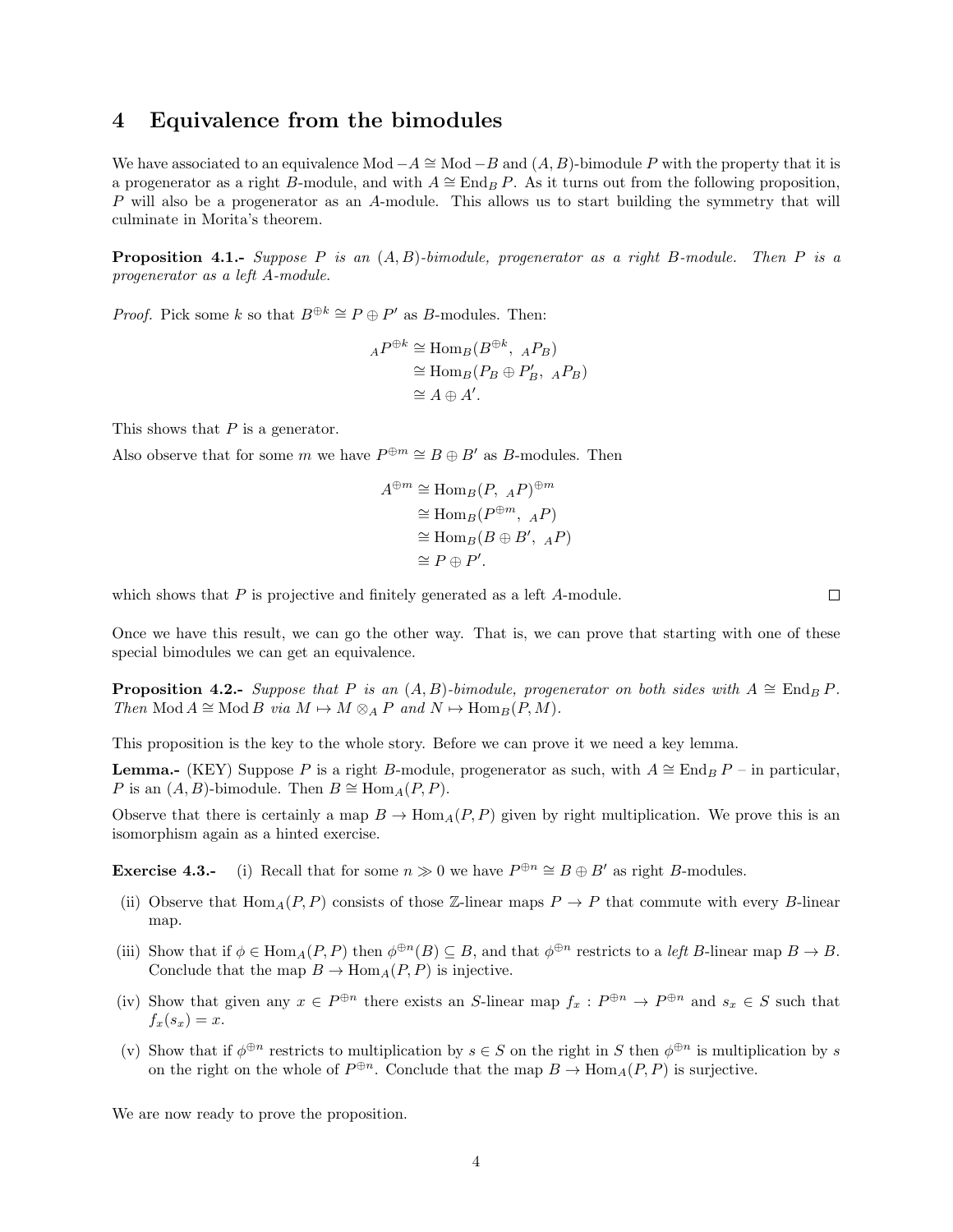## 4 Equivalence from the bimodules

We have associated to an equivalence $\mathrm{Mod}-A \cong \mathrm{Mod}-B$ and $(A, B)$-bimodule $P$ with the property that it is a progenerator as a right $B$-module, and with $A \cong \mathrm{End}_B P$. As it turns out from the following proposition, $P$ will also be a progenerator as an $A$-module. This allows us to start building the symmetry that will culminate in Morita's theorem.

**Proposition 4.1.-** *Suppose $P$ is an $(A, B)$-bimodule, progenerator as a right $B$-module. Then $P$ is a progenerator as a left $A$-module.*

*Proof.* Pick some $k$ so that $B^{\oplus k} \cong P \oplus P'$ as $B$-modules. Then:

$$
\begin{aligned}
{}_A P^{\oplus k} &\cong \mathrm{Hom}_B(B^{\oplus k},\ {}_A P_B) \\
&\cong \mathrm{Hom}_B(P_B \oplus P'_B,\ {}_A P_B) \\
&\cong A \oplus A'.
\end{aligned}
$$

This shows that $P$ is a generator.

Also observe that for some $m$ we have $P^{\oplus m} \cong B \oplus B'$ as $B$-modules. Then

$$
\begin{aligned}
A^{\oplus m} &\cong \mathrm{Hom}_B(P,\ {}_A P)^{\oplus m} \\
&\cong \mathrm{Hom}_B(P^{\oplus m},\ {}_A P) \\
&\cong \mathrm{Hom}_B(B \oplus B',\ {}_A P) \\
&\cong P \oplus P'.
\end{aligned}
$$

which shows that $P$ is projective and finitely generated as a left $A$-module. $\square$

Once we have this result, we can go the other way. That is, we can prove that starting with one of these special bimodules we can get an equivalence.

**Proposition 4.2.-** *Suppose that $P$ is an $(A, B)$-bimodule, progenerator on both sides with $A \cong \mathrm{End}_B P$. Then $\mathrm{Mod}\, A \cong \mathrm{Mod}\, B$ via $M \mapsto M \otimes_A P$ and $N \mapsto \mathrm{Hom}_B(P, M)$.*

This proposition is the key to the whole story. Before we can prove it we need a key lemma.

**Lemma.-** (KEY) Suppose $P$ is a right $B$-module, progenerator as such, with $A \cong \mathrm{End}_B P$ – in particular, $P$ is an $(A, B)$-bimodule. Then $B \cong \mathrm{Hom}_A(P, P)$.

Observe that there is certainly a map $B \to \mathrm{Hom}_A(P, P)$ given by right multiplication. We prove this is an isomorphism again as a hinted exercise.

**Exercise 4.3.-**

- (i) Recall that for some $n \gg 0$ we have $P^{\oplus n} \cong B \oplus B'$ as right $B$-modules.
- (ii) Observe that $\mathrm{Hom}_A(P, P)$ consists of those $\mathbb{Z}$-linear maps $P \to P$ that commute with every $B$-linear map.
- (iii) Show that if $\phi \in \mathrm{Hom}_A(P, P)$ then $\phi^{\oplus n}(B) \subseteq B$, and that $\phi^{\oplus n}$ restricts to a *left* $B$-linear map $B \to B$. Conclude that the map $B \to \mathrm{Hom}_A(P, P)$ is injective.
- (iv) Show that given any $x \in P^{\oplus n}$ there exists an $S$-linear map $f_x : P^{\oplus n} \to P^{\oplus n}$ and $s_x \in S$ such that $f_x(s_x) = x$.
- (v) Show that if $\phi^{\oplus n}$ restricts to multiplication by $s \in S$ on the right in $S$ then $\phi^{\oplus n}$ is multiplication by $s$ on the right on the whole of $P^{\oplus n}$. Conclude that the map $B \to \mathrm{Hom}_A(P, P)$ is surjective.

We are now ready to prove the proposition.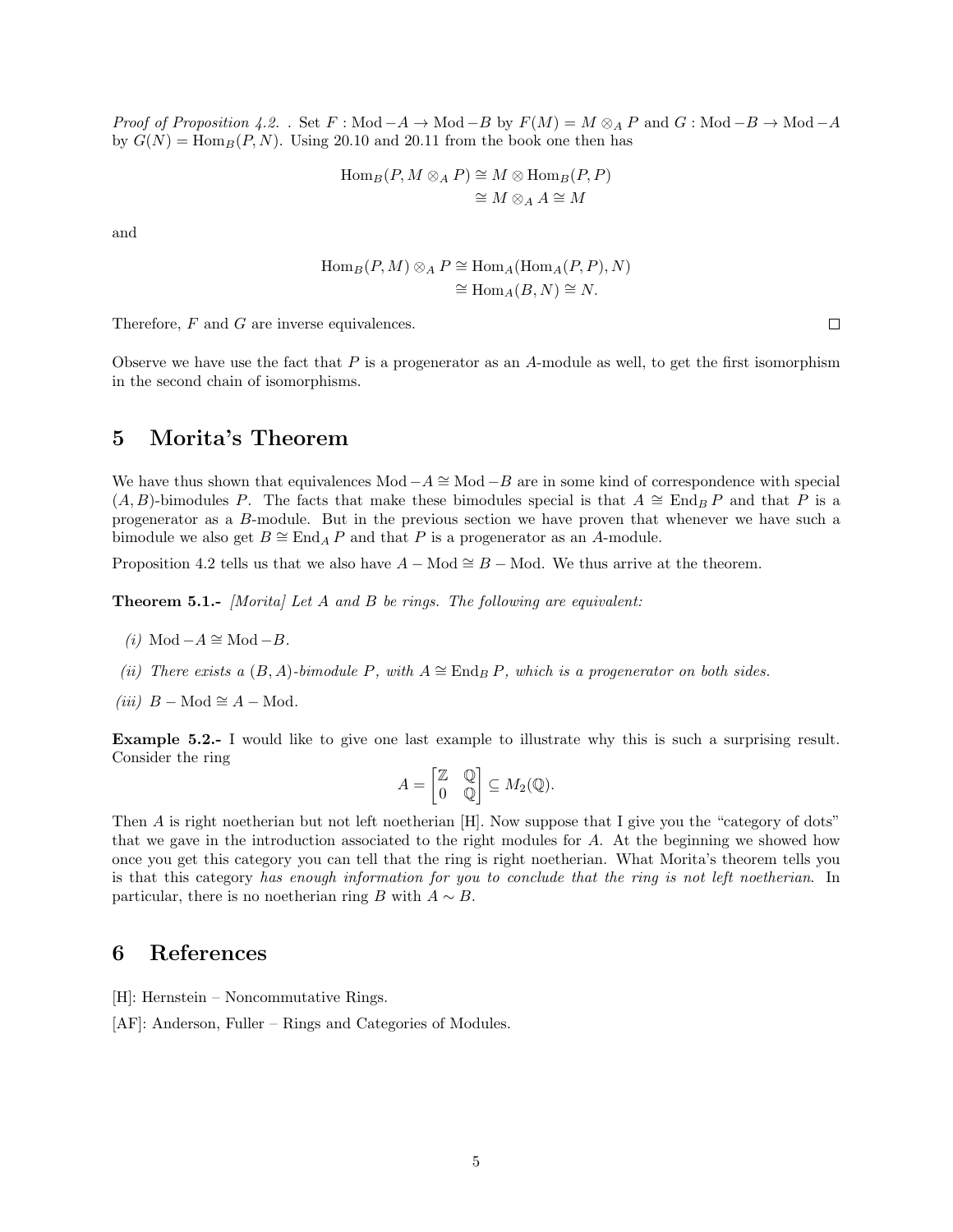*Proof of Proposition 4.2.* . Set $F : \text{Mod}-A \to \text{Mod}-B$ by $F(M) = M \otimes_A P$ and $G : \text{Mod}-B \to \text{Mod}-A$ by $G(N) = \text{Hom}_B(P, N)$. Using 20.10 and 20.11 from the book one then has

$$\begin{aligned} \text{Hom}_B(P, M \otimes_A P) &\cong M \otimes \text{Hom}_B(P, P) \\ &\cong M \otimes_A A \cong M \end{aligned}$$

and

$$\begin{aligned} \text{Hom}_B(P, M) \otimes_A P &\cong \text{Hom}_A(\text{Hom}_A(P, P), N) \\ &\cong \text{Hom}_A(B, N) \cong N. \end{aligned}$$

Therefore, $F$ and $G$ are inverse equivalences. □

Observe we have use the fact that $P$ is a progenerator as an $A$-module as well, to get the first isomorphism in the second chain of isomorphisms.

# 5 Morita's Theorem

We have thus shown that equivalences $\text{Mod}-A \cong \text{Mod}-B$ are in some kind of correspondence with special $(A, B)$-bimodules $P$. The facts that make these bimodules special is that $A \cong \text{End}_B P$ and that $P$ is a progenerator as a $B$-module. But in the previous section we have proven that whenever we have such a bimodule we also get $B \cong \text{End}_A P$ and that $P$ is a progenerator as an $A$-module.

Proposition 4.2 tells us that we also have $A - \text{Mod} \cong B - \text{Mod}$. We thus arrive at the theorem.

**Theorem 5.1.-** *[Morita] Let $A$ and $B$ be rings. The following are equivalent:*

*(i)* $\text{Mod}-A \cong \text{Mod}-B$.

*(ii) There exists a $(B, A)$-bimodule $P$, with $A \cong \text{End}_B P$, which is a progenerator on both sides.*

*(iii)* $B - \text{Mod} \cong A - \text{Mod}$.

**Example 5.2.-** I would like to give one last example to illustrate why this is such a surprising result. Consider the ring

$$A = \begin{bmatrix} \mathbb{Z} & \mathbb{Q} \\ 0 & \mathbb{Q} \end{bmatrix} \subseteq M_2(\mathbb{Q}).$$

Then $A$ is right noetherian but not left noetherian [H]. Now suppose that I give you the "category of dots" that we gave in the introduction associated to the right modules for $A$. At the beginning we showed how once you get this category you can tell that the ring is right noetherian. What Morita's theorem tells you is that this category *has enough information for you to conclude that the ring is not left noetherian*. In particular, there is no noetherian ring $B$ with $A \sim B$.

# 6 References

[H]: Hernstein – Noncommutative Rings.

[AF]: Anderson, Fuller – Rings and Categories of Modules.